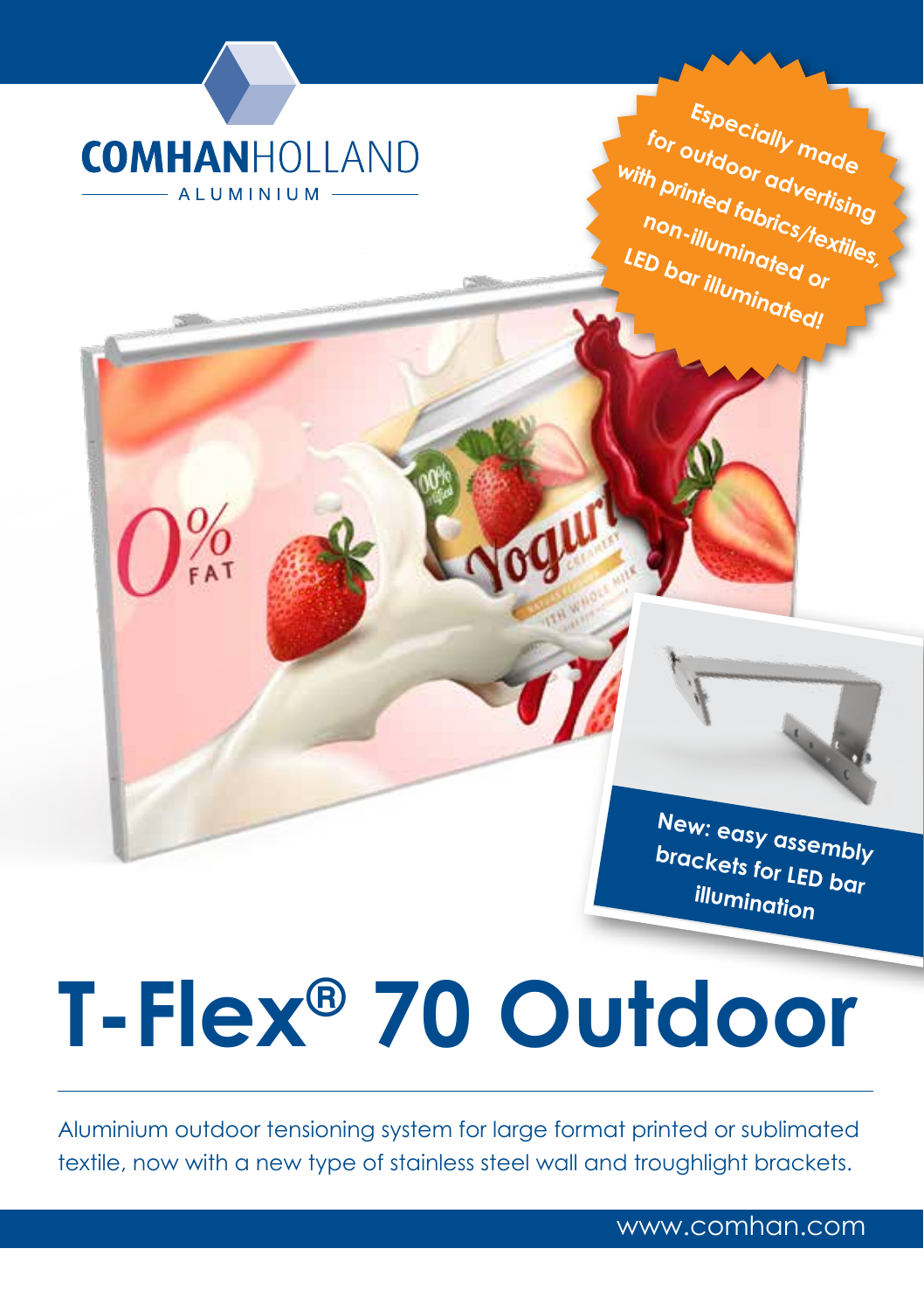COMHANHOLLAND
ALUMINIUM

**Especially made for outdoor advertising with printed fabrics/textiles, non-illuminated or LED bar illuminated!**

**New: easy assembly brackets for LED bar illumination**

# T-Flex® 70 Outdoor

Aluminium outdoor tensioning system for large format printed or sublimated textile, now with a new type of stainless steel wall and troughlight brackets.

www.comhan.com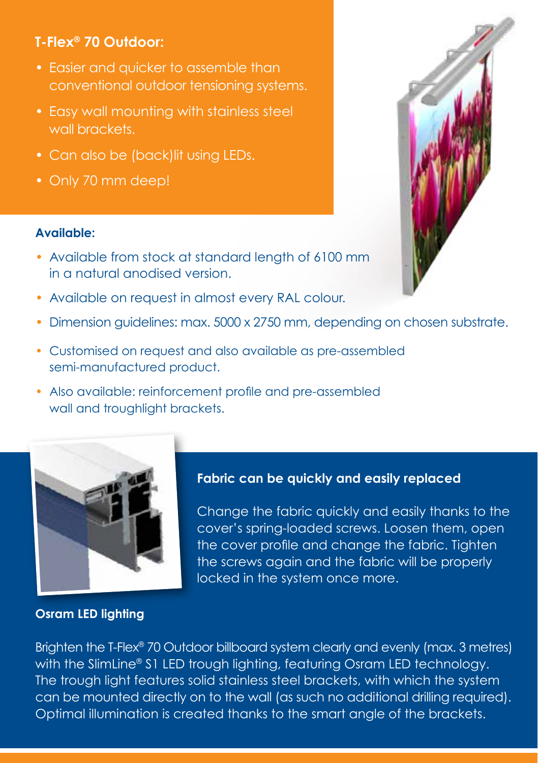## T-Flex® 70 Outdoor:

- Easier and quicker to assemble than conventional outdoor tensioning systems.
- Easy wall mounting with stainless steel wall brackets.
- Can also be (back)lit using LEDs.
- Only 70 mm deep!

**Available:**

- Available from stock at standard length of 6100 mm in a natural anodised version.
- Available on request in almost every RAL colour.
- Dimension guidelines: max. 5000 x 2750 mm, depending on chosen substrate.
- Customised on request and also available as pre-assembled semi-manufactured product.
- Also available: reinforcement profile and pre-assembled wall and troughlight brackets.

**Fabric can be quickly and easily replaced**

Change the fabric quickly and easily thanks to the cover's spring-loaded screws. Loosen them, open the cover profile and change the fabric. Tighten the screws again and the fabric will be properly locked in the system once more.

**Osram LED lighting**

Brighten the T-Flex® 70 Outdoor billboard system clearly and evenly (max. 3 metres) with the SlimLine® S1 LED trough lighting, featuring Osram LED technology. The trough light features solid stainless steel brackets, with which the system can be mounted directly on to the wall (as such no additional drilling required). Optimal illumination is created thanks to the smart angle of the brackets.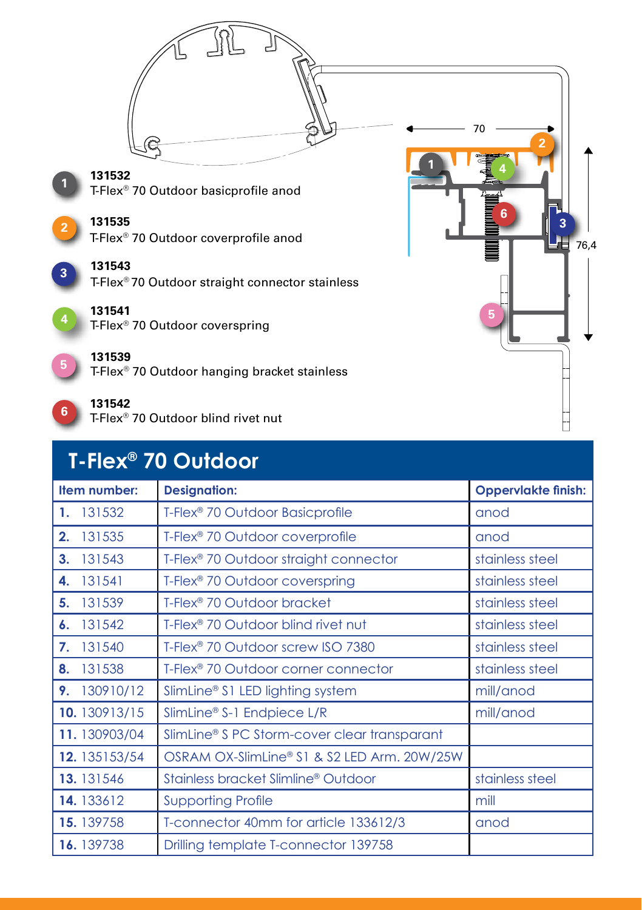**1** **131532**
T-Flex® 70 Outdoor basicprofile anod

**2** **131535**
T-Flex® 70 Outdoor coverprofile anod

**3** **131543**
T-Flex® 70 Outdoor straight connector stainless

**4** **131541**
T-Flex® 70 Outdoor coverspring

**5** **131539**
T-Flex® 70 Outdoor hanging bracket stainless

**6** **131542**
T-Flex® 70 Outdoor blind rivet nut

## T-Flex® 70 Outdoor

| Item number: | Designation: | Oppervlakte finish: |
|---|---|---|
| **1.** 131532 | T-Flex® 70 Outdoor Basicprofile | anod |
| **2.** 131535 | T-Flex® 70 Outdoor coverprofile | anod |
| **3.** 131543 | T-Flex® 70 Outdoor straight connector | stainless steel |
| **4.** 131541 | T-Flex® 70 Outdoor coverspring | stainless steel |
| **5.** 131539 | T-Flex® 70 Outdoor bracket | stainless steel |
| **6.** 131542 | T-Flex® 70 Outdoor blind rivet nut | stainless steel |
| **7.** 131540 | T-Flex® 70 Outdoor screw ISO 7380 | stainless steel |
| **8.** 131538 | T-Flex® 70 Outdoor corner connector | stainless steel |
| **9.** 130910/12 | SlimLine® S1 LED lighting system | mill/anod |
| **10.** 130913/15 | SlimLine® S-1 Endpiece L/R | mill/anod |
| **11.** 130903/04 | SlimLine® S PC Storm-cover clear transparant | |
| **12.** 135153/54 | OSRAM OX-SlimLine® S1 & S2 LED Arm. 20W/25W | |
| **13.** 131546 | Stainless bracket Slimline® Outdoor | stainless steel |
| **14.** 133612 | Supporting Profile | mill |
| **15.** 139758 | T-connector 40mm for article 133612/3 | anod |
| **16.** 139738 | Drilling template T-connector 139758 | |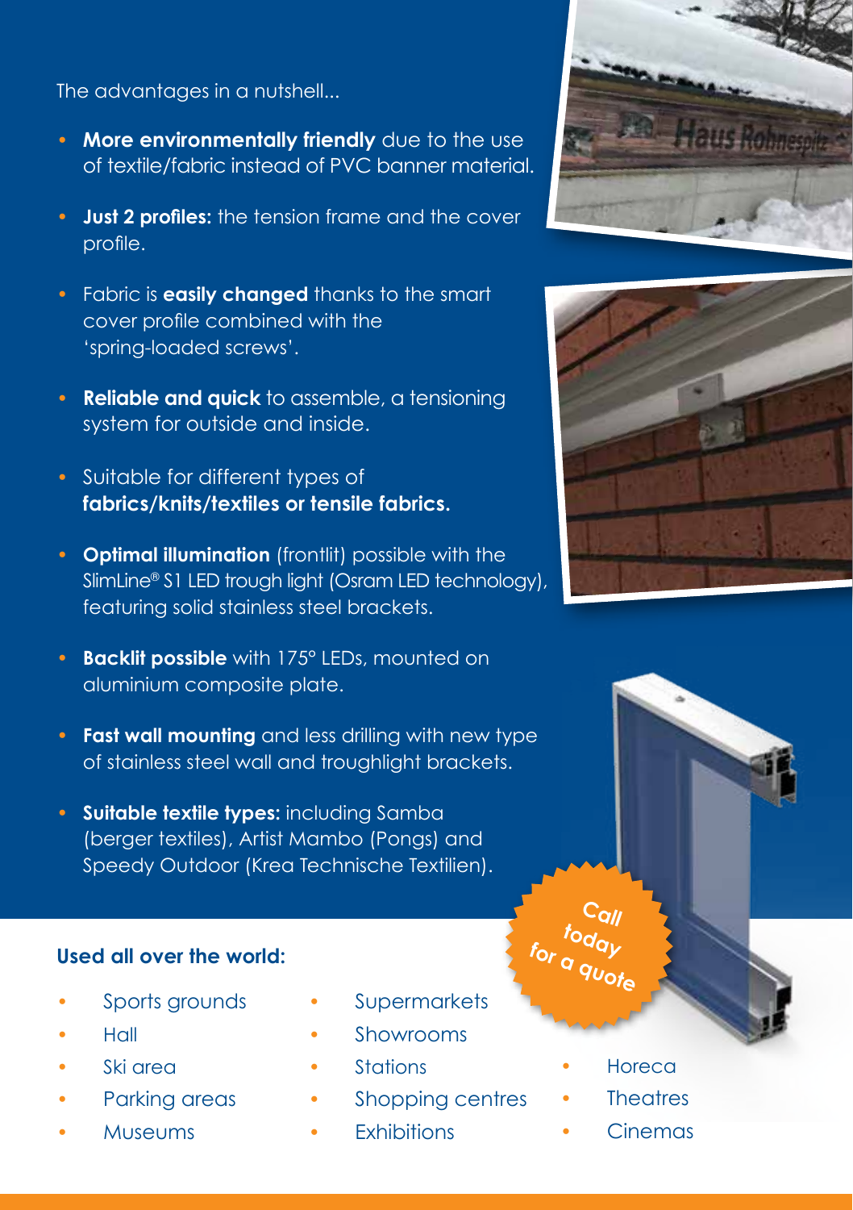The advantages in a nutshell...

- **More environmentally friendly** due to the use of textile/fabric instead of PVC banner material.
- **Just 2 profiles:** the tension frame and the cover profile.
- Fabric is **easily changed** thanks to the smart cover profile combined with the 'spring-loaded screws'.
- **Reliable and quick** to assemble, a tensioning system for outside and inside.
- Suitable for different types of **fabrics/knits/textiles or tensile fabrics.**
- **Optimal illumination** (frontlit) possible with the SlimLine® S1 LED trough light (Osram LED technology), featuring solid stainless steel brackets.
- **Backlit possible** with 175° LEDs, mounted on aluminium composite plate.
- **Fast wall mounting** and less drilling with new type of stainless steel wall and troughlight brackets.
- **Suitable textile types:** including Samba (berger textiles), Artist Mambo (Pongs) and Speedy Outdoor (Krea Technische Textilien).

Call today for a quote

**Used all over the world:**

- Sports grounds
- Hall
- Ski area
- Parking areas
- Museums
- Supermarkets
- Showrooms
- Stations
- Shopping centres
- Exhibitions
- Horeca
- Theatres
- Cinemas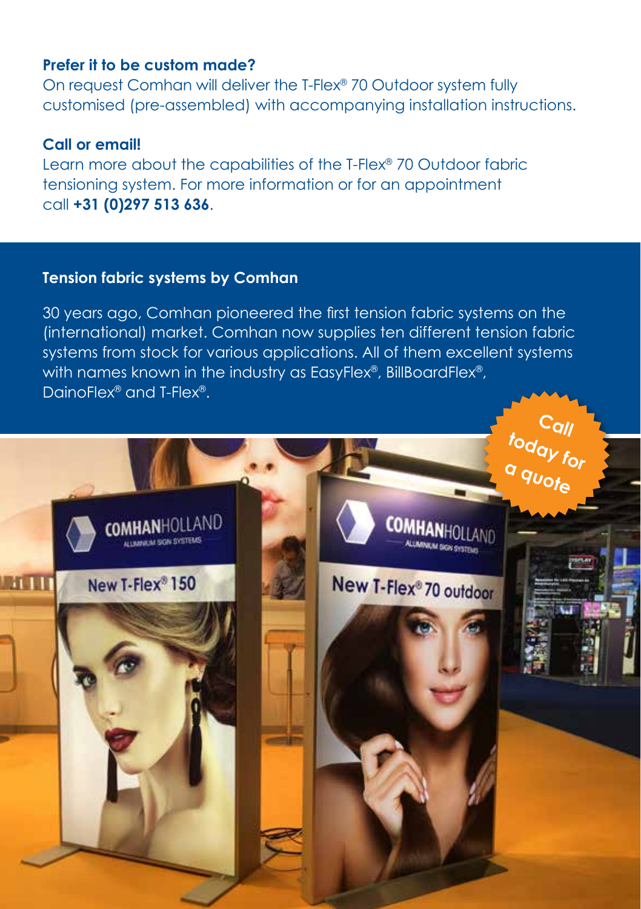**Prefer it to be custom made?**

On request Comhan will deliver the T-Flex® 70 Outdoor system fully customised (pre-assembled) with accompanying installation instructions.

**Call or email!**

Learn more about the capabilities of the T-Flex® 70 Outdoor fabric tensioning system. For more information or for an appointment call **+31 (0)297 513 636**.

**Tension fabric systems by Comhan**

30 years ago, Comhan pioneered the first tension fabric systems on the (international) market. Comhan now supplies ten different tension fabric systems from stock for various applications. All of them excellent systems with names known in the industry as EasyFlex®, BillBoardFlex®, DainoFlex® and T-Flex®.

Call today for a quote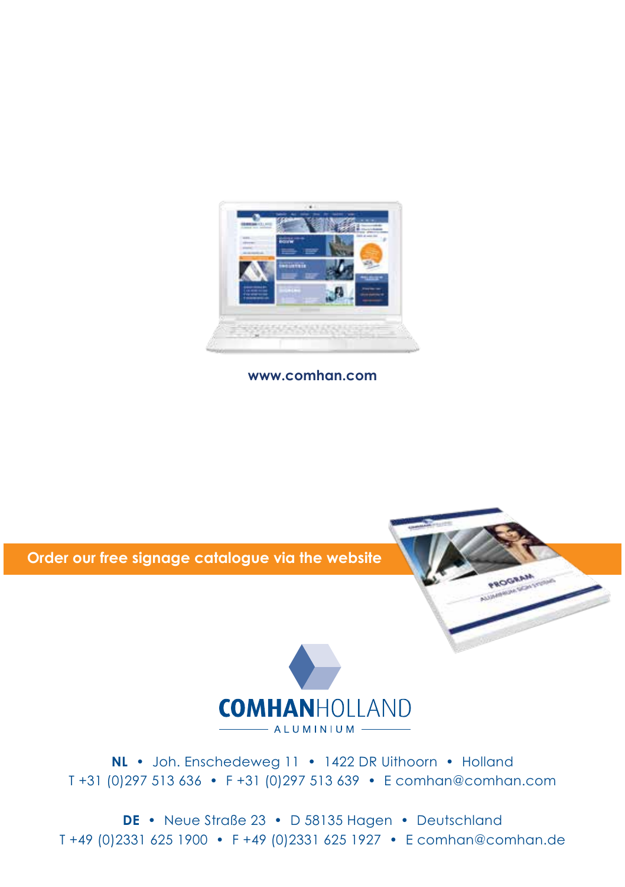www.comhan.com

Order our free signage catalogue via the website

COMHANHOLLAND
ALUMINIUM

**NL** • Joh. Enschedeweg 11 • 1422 DR Uithoorn • Holland
T +31 (0)297 513 636 • F +31 (0)297 513 639 • E comhan@comhan.com

**DE** • Neue Straße 23 • D 58135 Hagen • Deutschland
T +49 (0)2331 625 1900 • F +49 (0)2331 625 1927 • E comhan@comhan.de